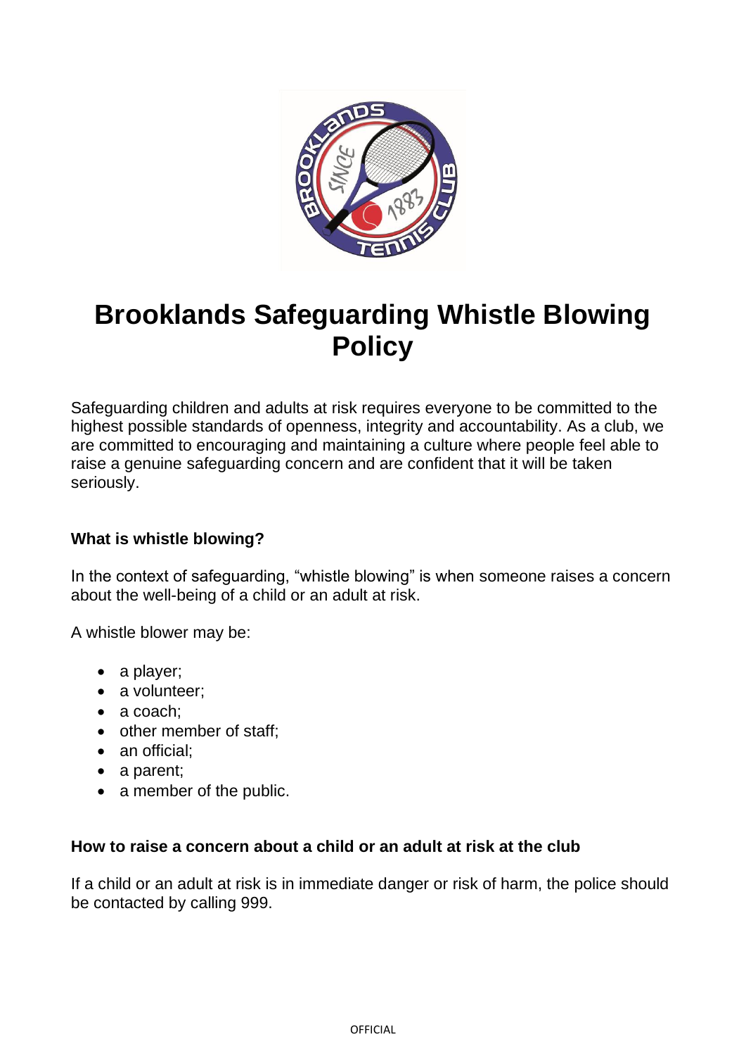# Brooklands Safeguarding Whistle Blowing Policy

Safeguarding children and adults at risk requires everyone to be committed to the highest possible standards of openness, integrity and accountability. As a club, we are committed to encouraging and maintaining a culture where people feel able to raise a genuine safeguarding concern and are confident that it will be taken seriously.

### What is whistle blowing?

In the context of safeguarding, “whistle blowing” is when someone raises a concern about the well-being of a child or an adult at risk.

A whistle blower may be:

- a player;
- a volunteer;
- a coach;
- other member of staff;
- an official;
- a parent;
- a member of the public.

### How to raise a concern about a child or an adult at risk at the club

If a child or an adult at risk is in immediate danger or risk of harm, the police should be contacted by calling 999.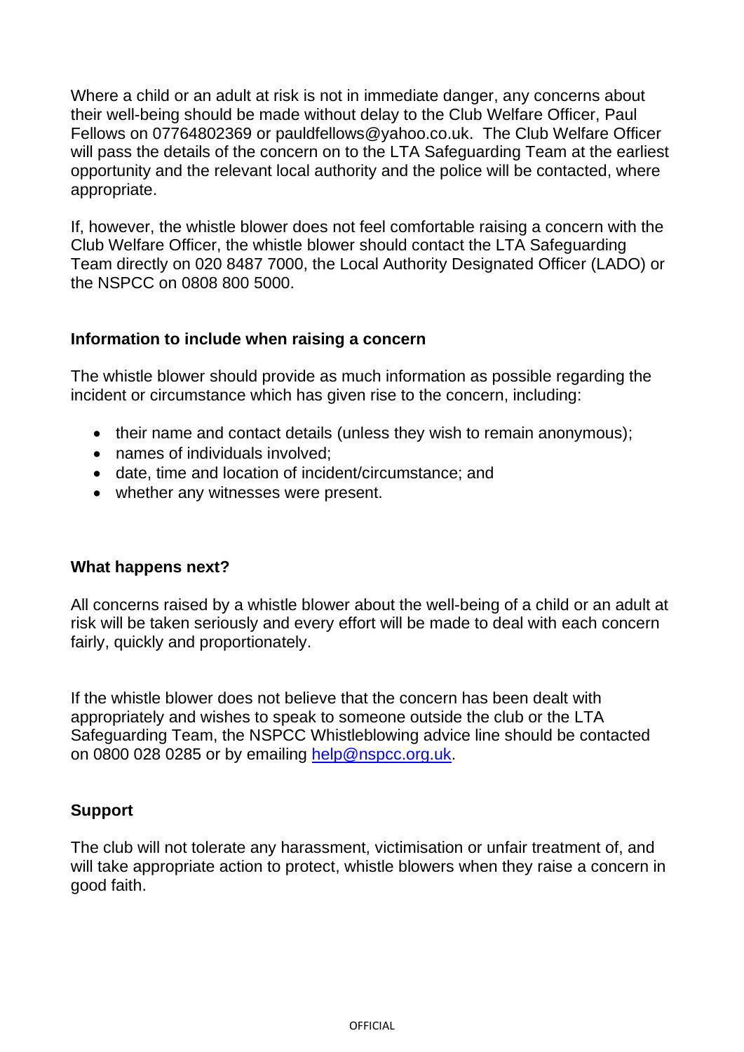Where a child or an adult at risk is not in immediate danger, any concerns about their well-being should be made without delay to the Club Welfare Officer, Paul Fellows on 07764802369 or pauldfellows@yahoo.co.uk. The Club Welfare Officer will pass the details of the concern on to the LTA Safeguarding Team at the earliest opportunity and the relevant local authority and the police will be contacted, where appropriate.

If, however, the whistle blower does not feel comfortable raising a concern with the Club Welfare Officer, the whistle blower should contact the LTA Safeguarding Team directly on 020 8487 7000, the Local Authority Designated Officer (LADO) or the NSPCC on 0808 800 5000.

**Information to include when raising a concern**

The whistle blower should provide as much information as possible regarding the incident or circumstance which has given rise to the concern, including:

- their name and contact details (unless they wish to remain anonymous);
- names of individuals involved;
- date, time and location of incident/circumstance; and
- whether any witnesses were present.

**What happens next?**

All concerns raised by a whistle blower about the well-being of a child or an adult at risk will be taken seriously and every effort will be made to deal with each concern fairly, quickly and proportionately.

If the whistle blower does not believe that the concern has been dealt with appropriately and wishes to speak to someone outside the club or the LTA Safeguarding Team, the NSPCC Whistleblowing advice line should be contacted on 0800 028 0285 or by emailing help@nspcc.org.uk.

**Support**

The club will not tolerate any harassment, victimisation or unfair treatment of, and will take appropriate action to protect, whistle blowers when they raise a concern in good faith.